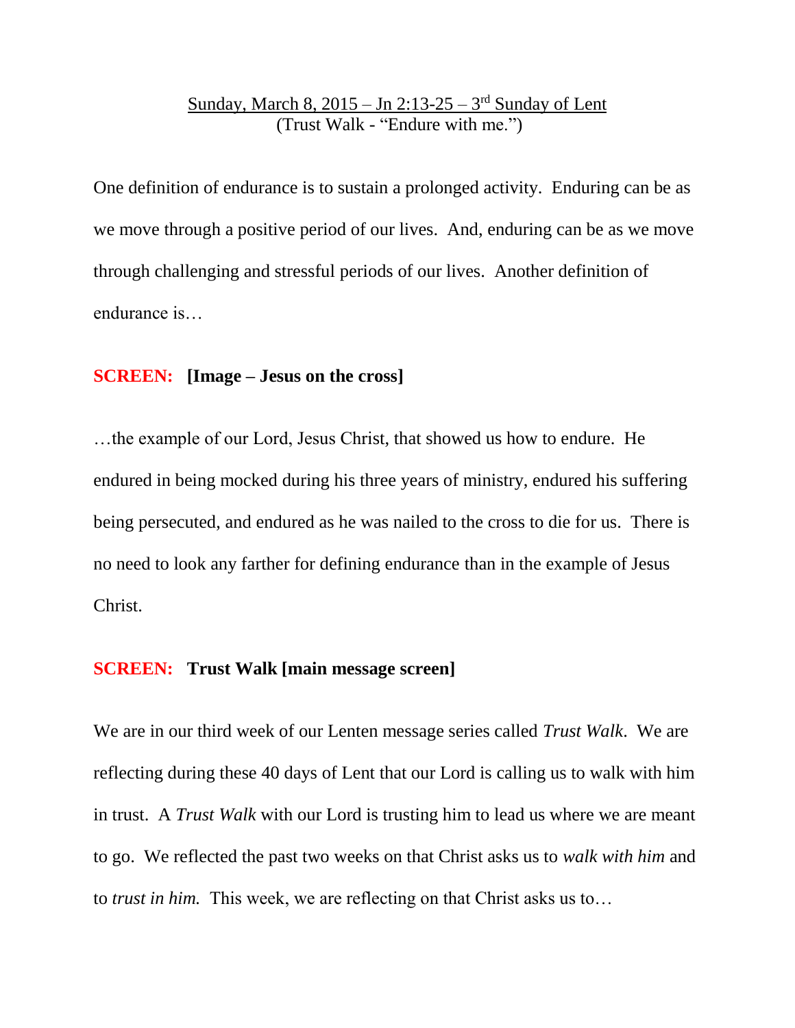Sunday, March 8, 2015 – Jn 2:13-25 – 3rd Sunday of Lent
(Trust Walk - "Endure with me.")

One definition of endurance is to sustain a prolonged activity. Enduring can be as we move through a positive period of our lives. And, enduring can be as we move through challenging and stressful periods of our lives. Another definition of endurance is…

**SCREEN: [Image – Jesus on the cross]**

…the example of our Lord, Jesus Christ, that showed us how to endure. He endured in being mocked during his three years of ministry, endured his suffering being persecuted, and endured as he was nailed to the cross to die for us. There is no need to look any farther for defining endurance than in the example of Jesus Christ.

**SCREEN: Trust Walk [main message screen]**

We are in our third week of our Lenten message series called *Trust Walk*. We are reflecting during these 40 days of Lent that our Lord is calling us to walk with him in trust. A *Trust Walk* with our Lord is trusting him to lead us where we are meant to go. We reflected the past two weeks on that Christ asks us to *walk with him* and to *trust in him.* This week, we are reflecting on that Christ asks us to…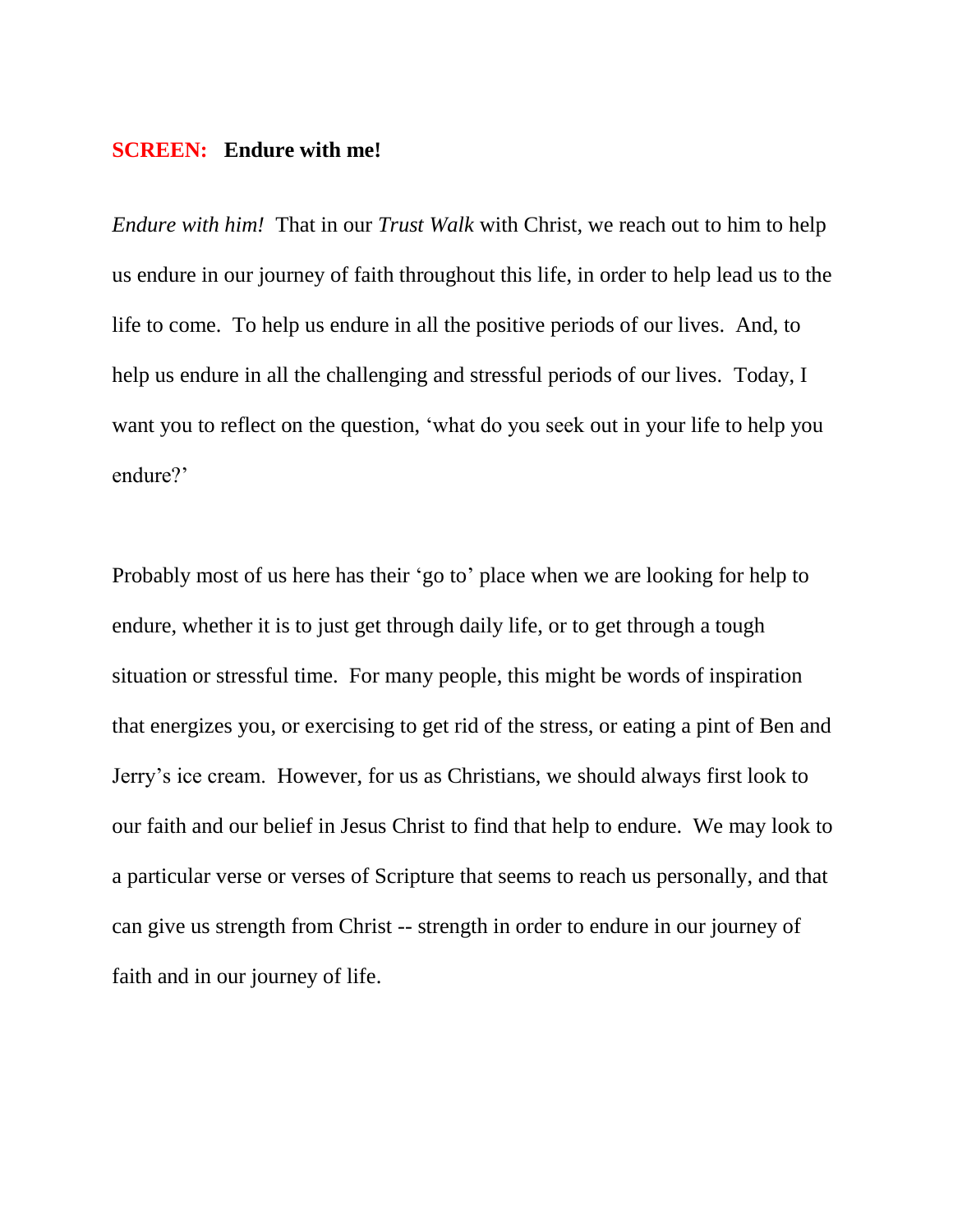**SCREEN:** **Endure with me!**

*Endure with him!* That in our *Trust Walk* with Christ, we reach out to him to help us endure in our journey of faith throughout this life, in order to help lead us to the life to come. To help us endure in all the positive periods of our lives. And, to help us endure in all the challenging and stressful periods of our lives. Today, I want you to reflect on the question, 'what do you seek out in your life to help you endure?'

Probably most of us here has their 'go to' place when we are looking for help to endure, whether it is to just get through daily life, or to get through a tough situation or stressful time. For many people, this might be words of inspiration that energizes you, or exercising to get rid of the stress, or eating a pint of Ben and Jerry's ice cream. However, for us as Christians, we should always first look to our faith and our belief in Jesus Christ to find that help to endure. We may look to a particular verse or verses of Scripture that seems to reach us personally, and that can give us strength from Christ -- strength in order to endure in our journey of faith and in our journey of life.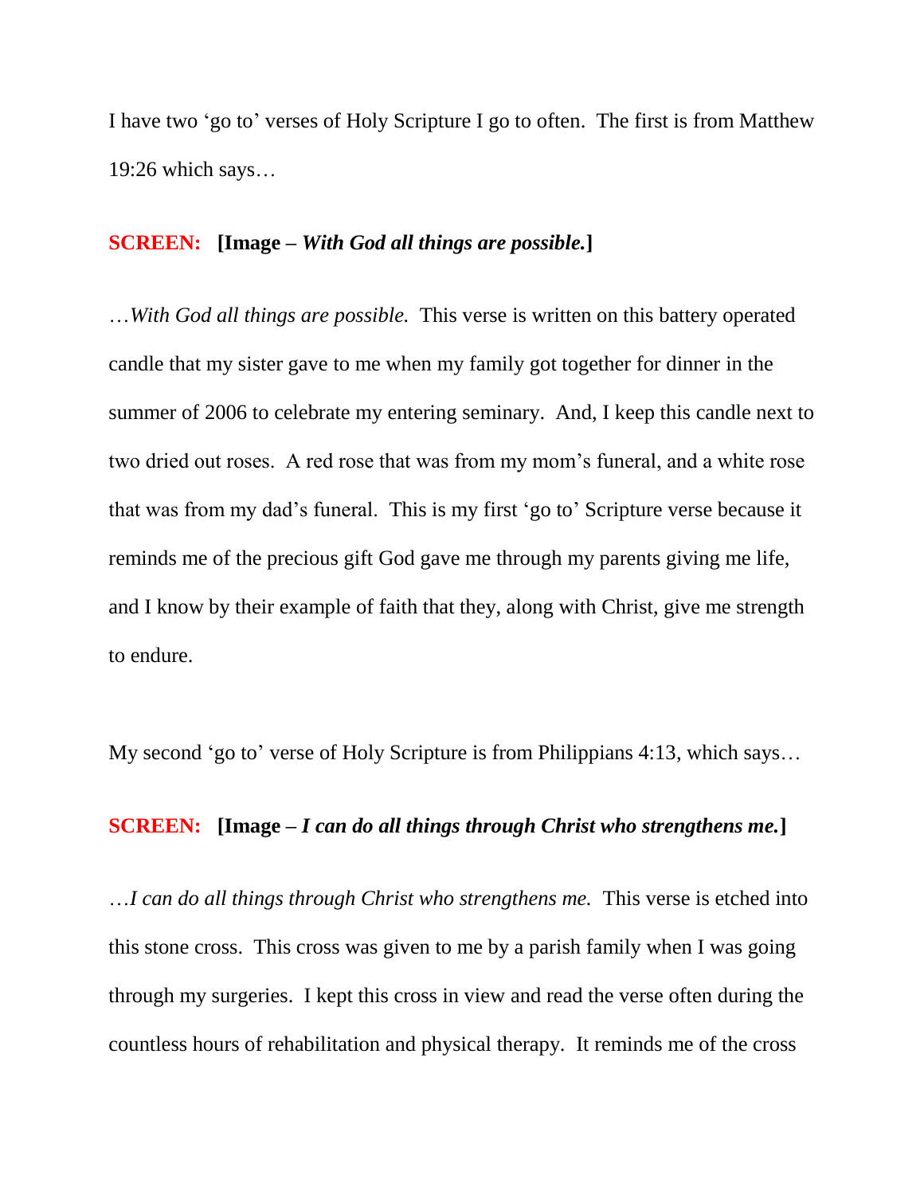I have two 'go to' verses of Holy Scripture I go to often. The first is from Matthew 19:26 which says…

**SCREEN: [Image –** ***With God all things are possible.*****]**

…*With God all things are possible.* This verse is written on this battery operated candle that my sister gave to me when my family got together for dinner in the summer of 2006 to celebrate my entering seminary. And, I keep this candle next to two dried out roses. A red rose that was from my mom's funeral, and a white rose that was from my dad's funeral. This is my first 'go to' Scripture verse because it reminds me of the precious gift God gave me through my parents giving me life, and I know by their example of faith that they, along with Christ, give me strength to endure.

My second 'go to' verse of Holy Scripture is from Philippians 4:13, which says…

**SCREEN: [Image –** ***I can do all things through Christ who strengthens me.*****]**

…*I can do all things through Christ who strengthens me.* This verse is etched into this stone cross. This cross was given to me by a parish family when I was going through my surgeries. I kept this cross in view and read the verse often during the countless hours of rehabilitation and physical therapy. It reminds me of the cross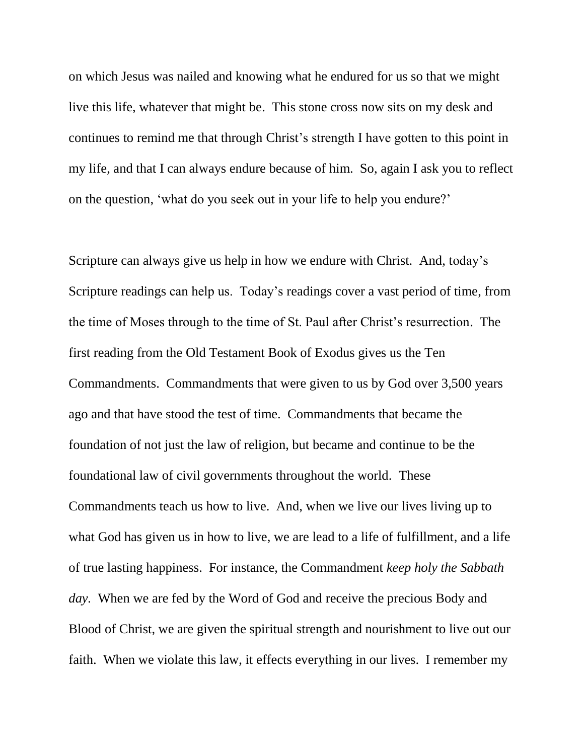on which Jesus was nailed and knowing what he endured for us so that we might live this life, whatever that might be. This stone cross now sits on my desk and continues to remind me that through Christ's strength I have gotten to this point in my life, and that I can always endure because of him. So, again I ask you to reflect on the question, 'what do you seek out in your life to help you endure?'

Scripture can always give us help in how we endure with Christ. And, today's Scripture readings can help us. Today's readings cover a vast period of time, from the time of Moses through to the time of St. Paul after Christ's resurrection. The first reading from the Old Testament Book of Exodus gives us the Ten Commandments. Commandments that were given to us by God over 3,500 years ago and that have stood the test of time. Commandments that became the foundation of not just the law of religion, but became and continue to be the foundational law of civil governments throughout the world. These Commandments teach us how to live. And, when we live our lives living up to what God has given us in how to live, we are lead to a life of fulfillment, and a life of true lasting happiness. For instance, the Commandment *keep holy the Sabbath day*. When we are fed by the Word of God and receive the precious Body and Blood of Christ, we are given the spiritual strength and nourishment to live out our faith. When we violate this law, it effects everything in our lives. I remember my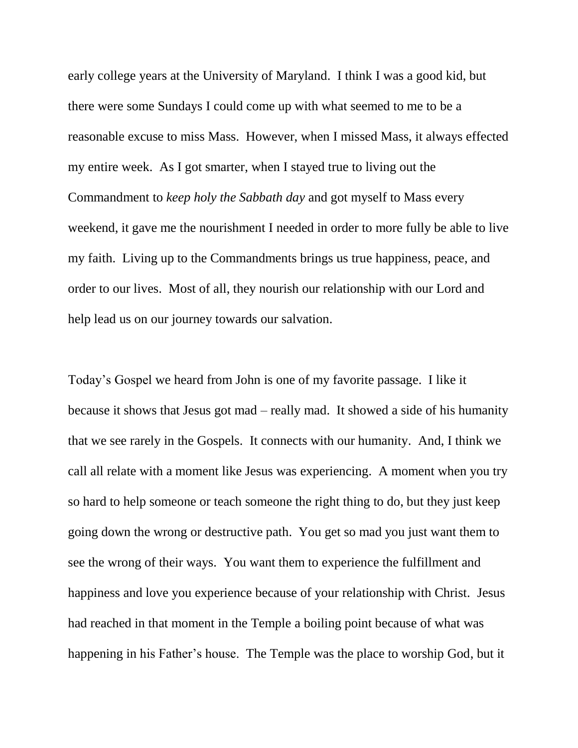early college years at the University of Maryland. I think I was a good kid, but there were some Sundays I could come up with what seemed to me to be a reasonable excuse to miss Mass. However, when I missed Mass, it always effected my entire week. As I got smarter, when I stayed true to living out the Commandment to *keep holy the Sabbath day* and got myself to Mass every weekend, it gave me the nourishment I needed in order to more fully be able to live my faith. Living up to the Commandments brings us true happiness, peace, and order to our lives. Most of all, they nourish our relationship with our Lord and help lead us on our journey towards our salvation.

Today's Gospel we heard from John is one of my favorite passage. I like it because it shows that Jesus got mad – really mad. It showed a side of his humanity that we see rarely in the Gospels. It connects with our humanity. And, I think we call all relate with a moment like Jesus was experiencing. A moment when you try so hard to help someone or teach someone the right thing to do, but they just keep going down the wrong or destructive path. You get so mad you just want them to see the wrong of their ways. You want them to experience the fulfillment and happiness and love you experience because of your relationship with Christ. Jesus had reached in that moment in the Temple a boiling point because of what was happening in his Father's house. The Temple was the place to worship God, but it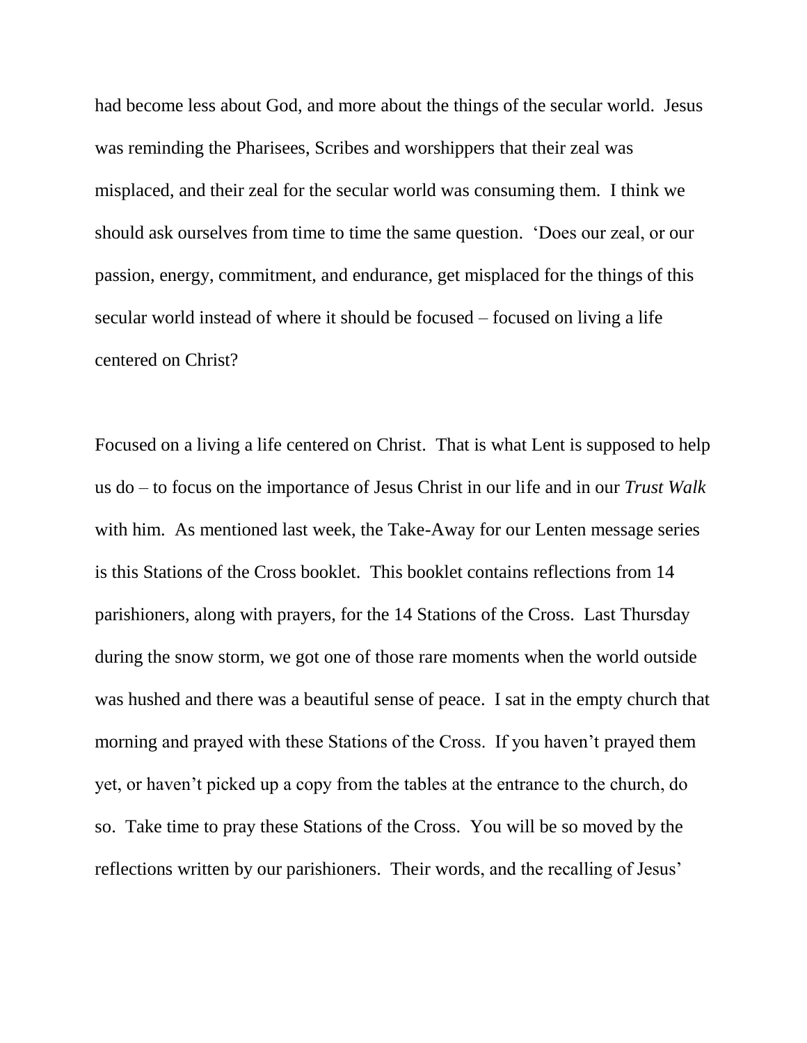had become less about God, and more about the things of the secular world. Jesus was reminding the Pharisees, Scribes and worshippers that their zeal was misplaced, and their zeal for the secular world was consuming them. I think we should ask ourselves from time to time the same question. 'Does our zeal, or our passion, energy, commitment, and endurance, get misplaced for the things of this secular world instead of where it should be focused – focused on living a life centered on Christ?

Focused on a living a life centered on Christ. That is what Lent is supposed to help us do – to focus on the importance of Jesus Christ in our life and in our *Trust Walk* with him. As mentioned last week, the Take-Away for our Lenten message series is this Stations of the Cross booklet. This booklet contains reflections from 14 parishioners, along with prayers, for the 14 Stations of the Cross. Last Thursday during the snow storm, we got one of those rare moments when the world outside was hushed and there was a beautiful sense of peace. I sat in the empty church that morning and prayed with these Stations of the Cross. If you haven't prayed them yet, or haven't picked up a copy from the tables at the entrance to the church, do so. Take time to pray these Stations of the Cross. You will be so moved by the reflections written by our parishioners. Their words, and the recalling of Jesus'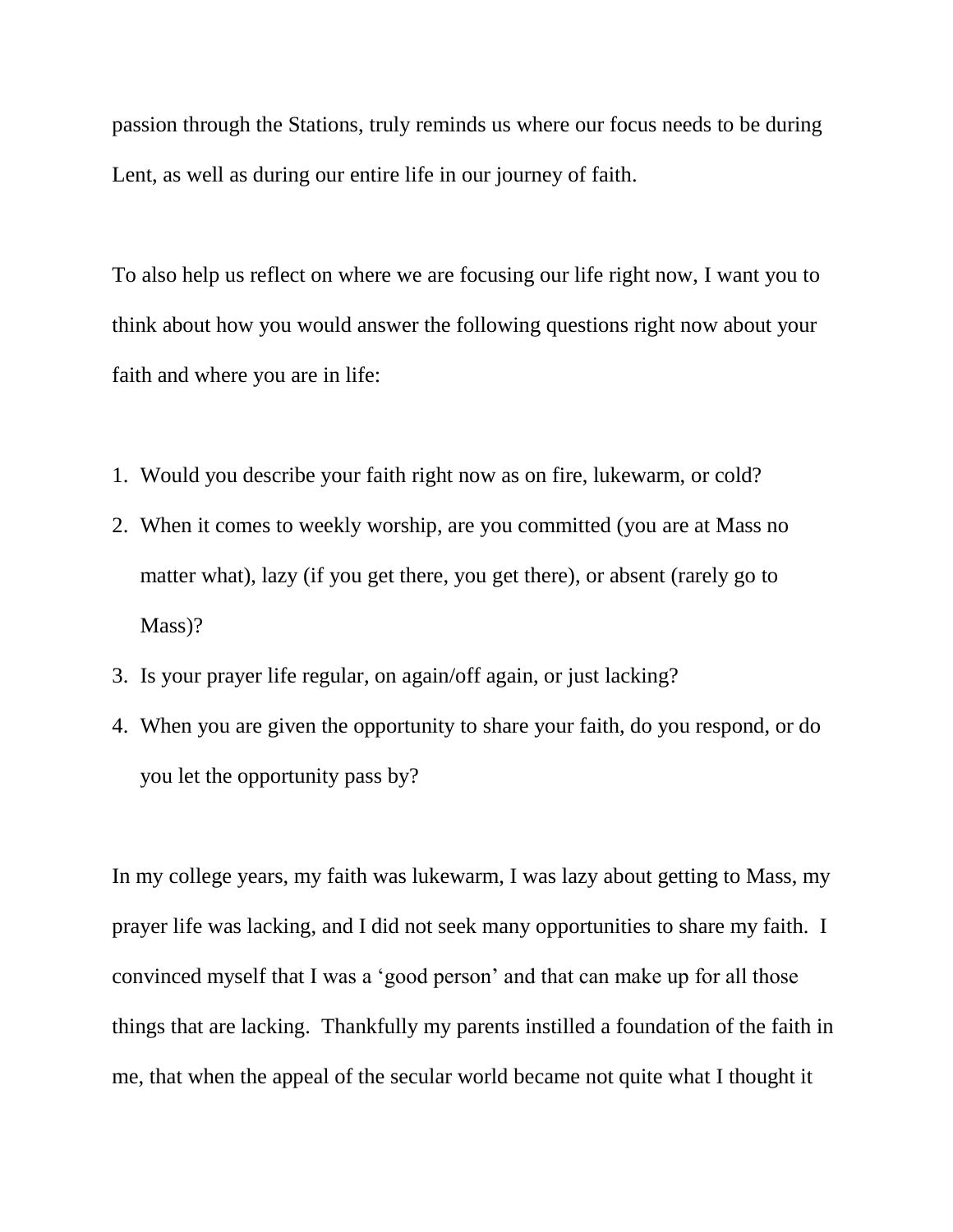passion through the Stations, truly reminds us where our focus needs to be during Lent, as well as during our entire life in our journey of faith.

To also help us reflect on where we are focusing our life right now, I want you to think about how you would answer the following questions right now about your faith and where you are in life:

1. Would you describe your faith right now as on fire, lukewarm, or cold?
2. When it comes to weekly worship, are you committed (you are at Mass no matter what), lazy (if you get there, you get there), or absent (rarely go to Mass)?
3. Is your prayer life regular, on again/off again, or just lacking?
4. When you are given the opportunity to share your faith, do you respond, or do you let the opportunity pass by?

In my college years, my faith was lukewarm, I was lazy about getting to Mass, my prayer life was lacking, and I did not seek many opportunities to share my faith. I convinced myself that I was a 'good person' and that can make up for all those things that are lacking. Thankfully my parents instilled a foundation of the faith in me, that when the appeal of the secular world became not quite what I thought it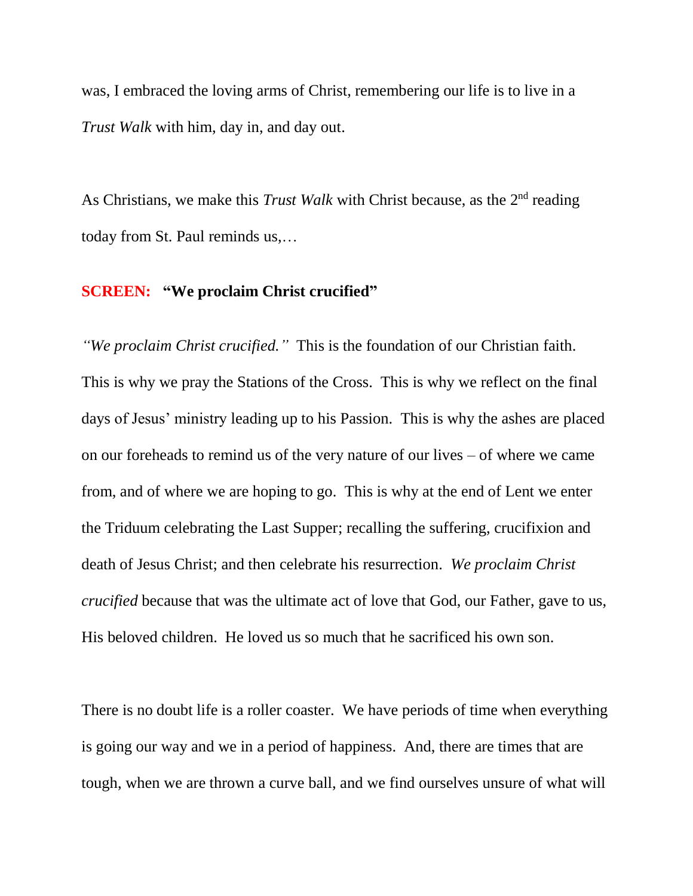was, I embraced the loving arms of Christ, remembering our life is to live in a *Trust Walk* with him, day in, and day out.

As Christians, we make this *Trust Walk* with Christ because, as the 2nd reading today from St. Paul reminds us,…

**SCREEN: "We proclaim Christ crucified"**

*"We proclaim Christ crucified."* This is the foundation of our Christian faith. This is why we pray the Stations of the Cross. This is why we reflect on the final days of Jesus' ministry leading up to his Passion. This is why the ashes are placed on our foreheads to remind us of the very nature of our lives – of where we came from, and of where we are hoping to go. This is why at the end of Lent we enter the Triduum celebrating the Last Supper; recalling the suffering, crucifixion and death of Jesus Christ; and then celebrate his resurrection. *We proclaim Christ crucified* because that was the ultimate act of love that God, our Father, gave to us, His beloved children. He loved us so much that he sacrificed his own son.

There is no doubt life is a roller coaster. We have periods of time when everything is going our way and we in a period of happiness. And, there are times that are tough, when we are thrown a curve ball, and we find ourselves unsure of what will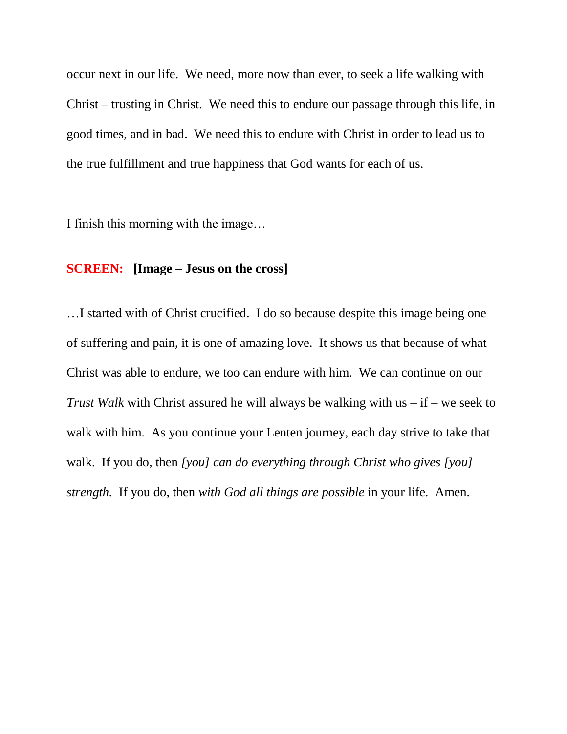occur next in our life. We need, more now than ever, to seek a life walking with Christ – trusting in Christ. We need this to endure our passage through this life, in good times, and in bad. We need this to endure with Christ in order to lead us to the true fulfillment and true happiness that God wants for each of us.

I finish this morning with the image…

**SCREEN: [Image – Jesus on the cross]**

…I started with of Christ crucified. I do so because despite this image being one of suffering and pain, it is one of amazing love. It shows us that because of what Christ was able to endure, we too can endure with him. We can continue on our *Trust Walk* with Christ assured he will always be walking with us – if – we seek to walk with him. As you continue your Lenten journey, each day strive to take that walk. If you do, then *[you] can do everything through Christ who gives [you] strength.* If you do, then *with God all things are possible* in your life. Amen.